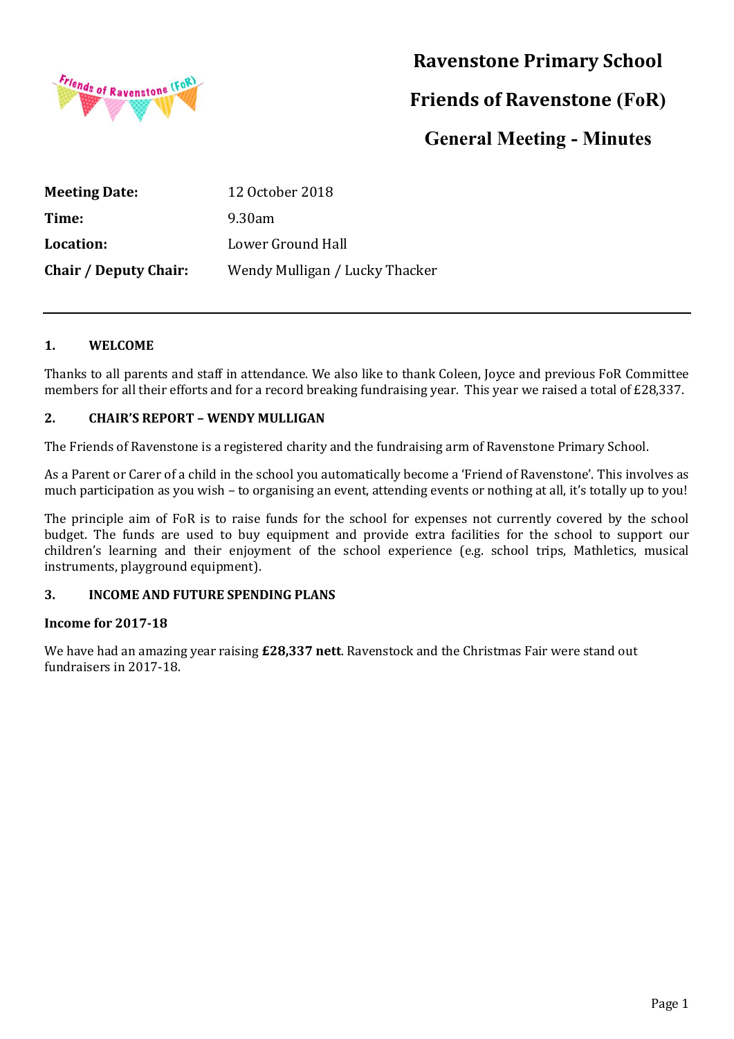# Ravenstone Primary School

# Friends of Ravenstone (FoR)

# General Meeting - Minutes

| | |
|---|---|
| **Meeting Date:** | 12 October 2018 |
| **Time:** | 9.30am |
| **Location:** | Lower Ground Hall |
| **Chair / Deputy Chair:** | Wendy Mulligan / Lucky Thacker |

---

## 1. WELCOME

Thanks to all parents and staff in attendance. We also like to thank Coleen, Joyce and previous FoR Committee members for all their efforts and for a record breaking fundraising year. This year we raised a total of £28,337.

## 2. CHAIR'S REPORT – WENDY MULLIGAN

The Friends of Ravenstone is a registered charity and the fundraising arm of Ravenstone Primary School.

As a Parent or Carer of a child in the school you automatically become a 'Friend of Ravenstone'. This involves as much participation as you wish – to organising an event, attending events or nothing at all, it's totally up to you!

The principle aim of FoR is to raise funds for the school for expenses not currently covered by the school budget. The funds are used to buy equipment and provide extra facilities for the school to support our children's learning and their enjoyment of the school experience (e.g. school trips, Mathletics, musical instruments, playground equipment).

## 3. INCOME AND FUTURE SPENDING PLANS

**Income for 2017-18**

We have had an amazing year raising **£28,337 nett**. Ravenstock and the Christmas Fair were stand out fundraisers in 2017-18.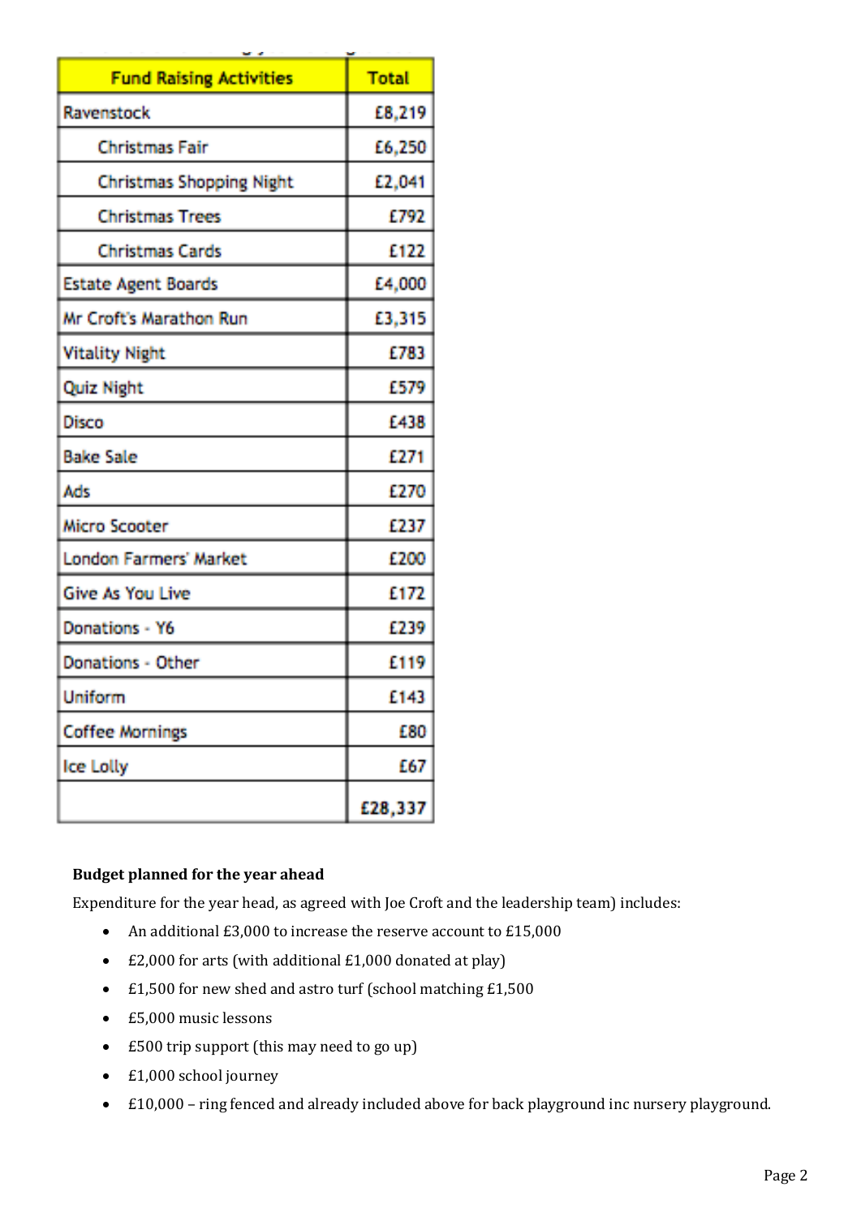| Fund Raising Activities | Total |
|---|---|
| Ravenstock | £8,219 |
| Christmas Fair | £6,250 |
| Christmas Shopping Night | £2,041 |
| Christmas Trees | £792 |
| Christmas Cards | £122 |
| Estate Agent Boards | £4,000 |
| Mr Croft's Marathon Run | £3,315 |
| Vitality Night | £783 |
| Quiz Night | £579 |
| Disco | £438 |
| Bake Sale | £271 |
| Ads | £270 |
| Micro Scooter | £237 |
| London Farmers' Market | £200 |
| Give As You Live | £172 |
| Donations - Y6 | £239 |
| Donations - Other | £119 |
| Uniform | £143 |
| Coffee Mornings | £80 |
| Ice Lolly | £67 |
| | £28,337 |

**Budget planned for the year ahead**

Expenditure for the year head, as agreed with Joe Croft and the leadership team) includes:

- An additional £3,000 to increase the reserve account to £15,000
- £2,000 for arts (with additional £1,000 donated at play)
- £1,500 for new shed and astro turf (school matching £1,500
- £5,000 music lessons
- £500 trip support (this may need to go up)
- £1,000 school journey
- £10,000 – ring fenced and already included above for back playground inc nursery playground.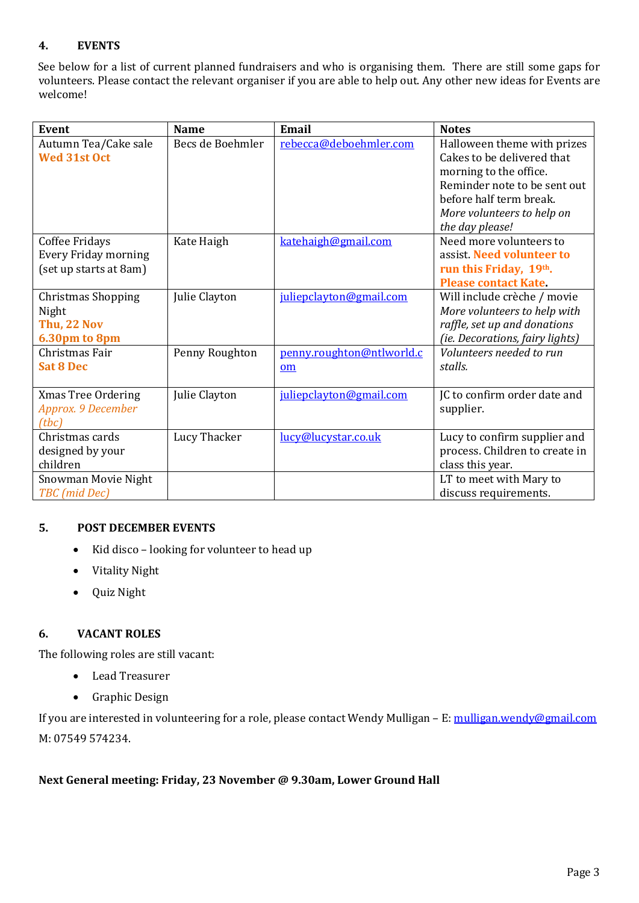## 4. EVENTS

See below for a list of current planned fundraisers and who is organising them. There are still some gaps for volunteers. Please contact the relevant organiser if you are able to help out. Any other new ideas for Events are welcome!

| Event | Name | Email | Notes |
|---|---|---|---|
| Autumn Tea/Cake sale **Wed 31st Oct** | Becs de Boehmler | rebecca@deboehmler.com | Halloween theme with prizes Cakes to be delivered that morning to the office. Reminder note to be sent out before half term break. *More volunteers to help on the day please!* |
| Coffee Fridays Every Friday morning (set up starts at 8am) | Kate Haigh | katehaigh@gmail.com | Need more volunteers to assist. **Need volunteer to run this Friday, 19th. Please contact Kate.** |
| Christmas Shopping Night **Thu, 22 Nov 6.30pm to 8pm** | Julie Clayton | juliepclayton@gmail.com | Will include crèche / movie *More volunteers to help with raffle, set up and donations (ie. Decorations, fairy lights)* |
| Christmas Fair **Sat 8 Dec** | Penny Roughton | penny.roughton@ntlworld.com | *Volunteers needed to run stalls.* |
| Xmas Tree Ordering *Approx. 9 December (tbc)* | Julie Clayton | juliepclayton@gmail.com | JC to confirm order date and supplier. |
| Christmas cards designed by your children | Lucy Thacker | lucy@lucystar.co.uk | Lucy to confirm supplier and process. Children to create in class this year. |
| Snowman Movie Night *TBC (mid Dec)* | | | LT to meet with Mary to discuss requirements. |

## 5. POST DECEMBER EVENTS

- Kid disco – looking for volunteer to head up
- Vitality Night
- Quiz Night

## 6. VACANT ROLES

The following roles are still vacant:

- Lead Treasurer
- Graphic Design

If you are interested in volunteering for a role, please contact Wendy Mulligan – E: mulligan.wendy@gmail.com M: 07549 574234.

**Next General meeting: Friday, 23 November @ 9.30am, Lower Ground Hall**